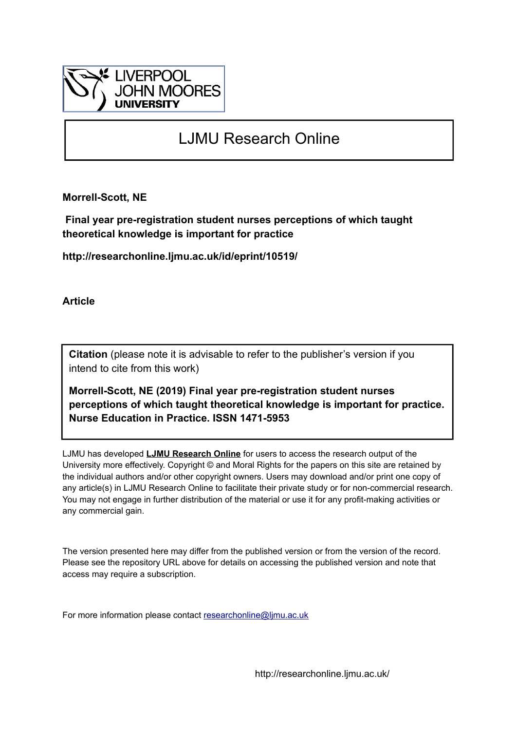LIVERPOOL JOHN MOORES UNIVERSITY

# LJMU Research Online

**Morrell-Scott, NE**

**Final year pre-registration student nurses perceptions of which taught theoretical knowledge is important for practice**

**http://researchonline.ljmu.ac.uk/id/eprint/10519/**

**Article**

**Citation** (please note it is advisable to refer to the publisher's version if you intend to cite from this work)

**Morrell-Scott, NE (2019) Final year pre-registration student nurses perceptions of which taught theoretical knowledge is important for practice. Nurse Education in Practice. ISSN 1471-5953**

LJMU has developed **LJMU Research Online** for users to access the research output of the University more effectively. Copyright © and Moral Rights for the papers on this site are retained by the individual authors and/or other copyright owners. Users may download and/or print one copy of any article(s) in LJMU Research Online to facilitate their private study or for non-commercial research. You may not engage in further distribution of the material or use it for any profit-making activities or any commercial gain.

The version presented here may differ from the published version or from the version of the record. Please see the repository URL above for details on accessing the published version and note that access may require a subscription.

For more information please contact researchonline@ljmu.ac.uk

http://researchonline.ljmu.ac.uk/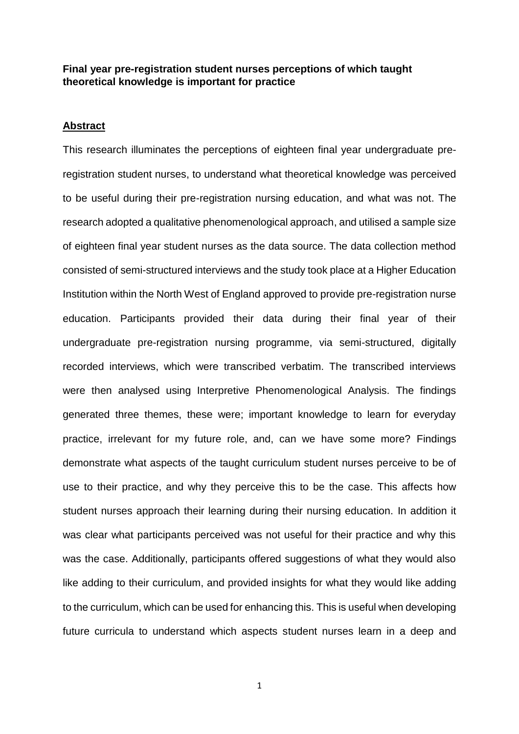**Final year pre-registration student nurses perceptions of which taught theoretical knowledge is important for practice**

**Abstract**

This research illuminates the perceptions of eighteen final year undergraduate pre-registration student nurses, to understand what theoretical knowledge was perceived to be useful during their pre-registration nursing education, and what was not. The research adopted a qualitative phenomenological approach, and utilised a sample size of eighteen final year student nurses as the data source. The data collection method consisted of semi-structured interviews and the study took place at a Higher Education Institution within the North West of England approved to provide pre-registration nurse education. Participants provided their data during their final year of their undergraduate pre-registration nursing programme, via semi-structured, digitally recorded interviews, which were transcribed verbatim. The transcribed interviews were then analysed using Interpretive Phenomenological Analysis. The findings generated three themes, these were; important knowledge to learn for everyday practice, irrelevant for my future role, and, can we have some more? Findings demonstrate what aspects of the taught curriculum student nurses perceive to be of use to their practice, and why they perceive this to be the case. This affects how student nurses approach their learning during their nursing education. In addition it was clear what participants perceived was not useful for their practice and why this was the case. Additionally, participants offered suggestions of what they would also like adding to their curriculum, and provided insights for what they would like adding to the curriculum, which can be used for enhancing this. This is useful when developing future curricula to understand which aspects student nurses learn in a deep and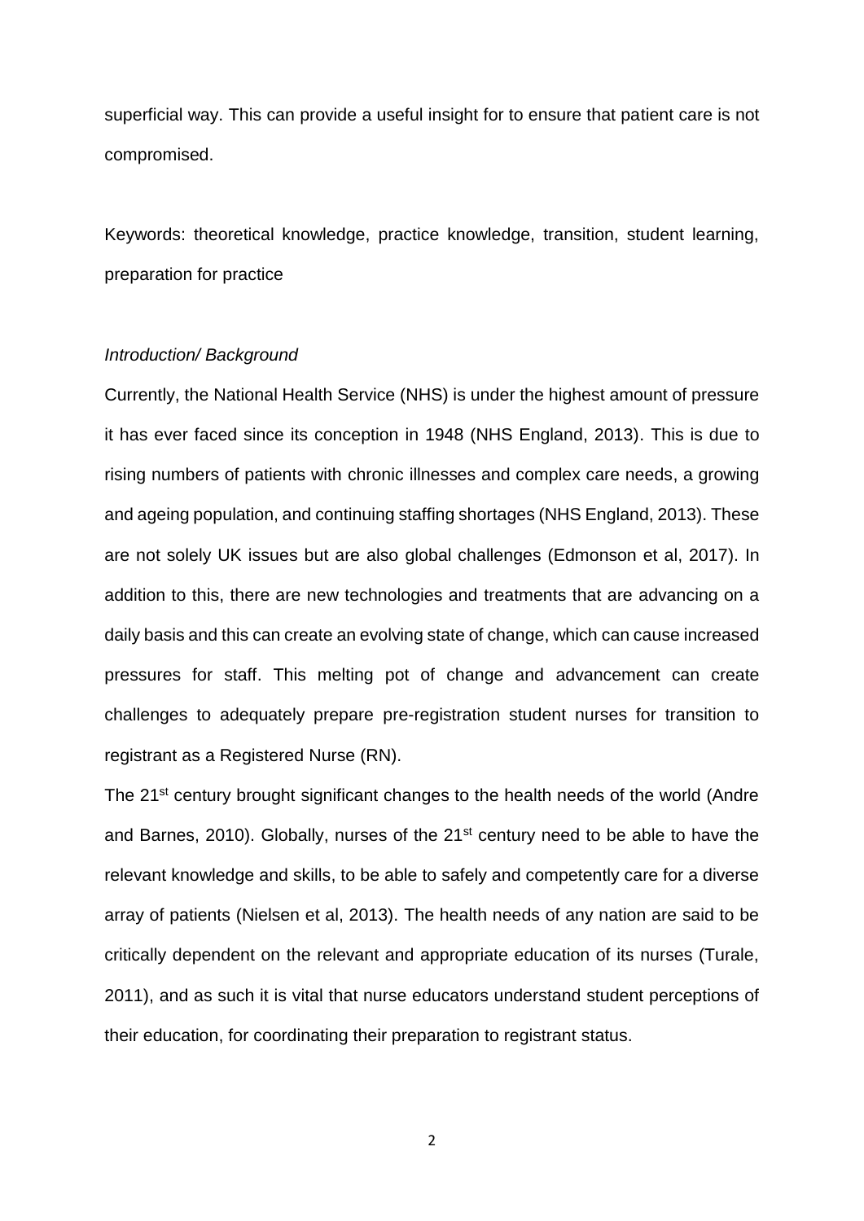superficial way. This can provide a useful insight for to ensure that patient care is not compromised.

Keywords: theoretical knowledge, practice knowledge, transition, student learning, preparation for practice

*Introduction/ Background*

Currently, the National Health Service (NHS) is under the highest amount of pressure it has ever faced since its conception in 1948 (NHS England, 2013). This is due to rising numbers of patients with chronic illnesses and complex care needs, a growing and ageing population, and continuing staffing shortages (NHS England, 2013). These are not solely UK issues but are also global challenges (Edmonson et al, 2017). In addition to this, there are new technologies and treatments that are advancing on a daily basis and this can create an evolving state of change, which can cause increased pressures for staff. This melting pot of change and advancement can create challenges to adequately prepare pre-registration student nurses for transition to registrant as a Registered Nurse (RN).

The 21st century brought significant changes to the health needs of the world (Andre and Barnes, 2010). Globally, nurses of the 21st century need to be able to have the relevant knowledge and skills, to be able to safely and competently care for a diverse array of patients (Nielsen et al, 2013). The health needs of any nation are said to be critically dependent on the relevant and appropriate education of its nurses (Turale, 2011), and as such it is vital that nurse educators understand student perceptions of their education, for coordinating their preparation to registrant status.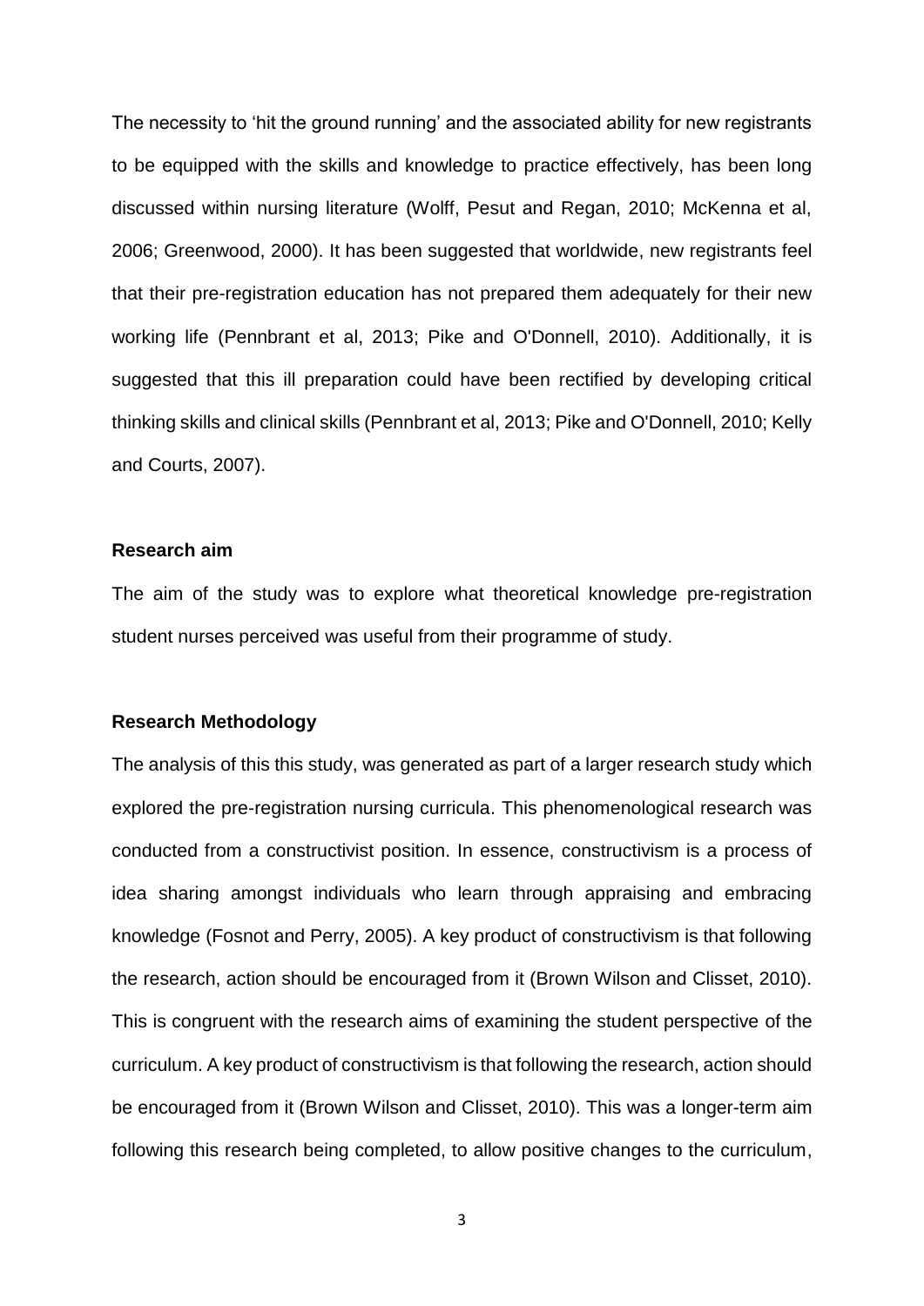The necessity to 'hit the ground running' and the associated ability for new registrants to be equipped with the skills and knowledge to practice effectively, has been long discussed within nursing literature (Wolff, Pesut and Regan, 2010; McKenna et al, 2006; Greenwood, 2000). It has been suggested that worldwide, new registrants feel that their pre-registration education has not prepared them adequately for their new working life (Pennbrant et al, 2013; Pike and O'Donnell, 2010). Additionally, it is suggested that this ill preparation could have been rectified by developing critical thinking skills and clinical skills (Pennbrant et al, 2013; Pike and O'Donnell, 2010; Kelly and Courts, 2007).

**Research aim**

The aim of the study was to explore what theoretical knowledge pre-registration student nurses perceived was useful from their programme of study.

**Research Methodology**

The analysis of this this study, was generated as part of a larger research study which explored the pre-registration nursing curricula. This phenomenological research was conducted from a constructivist position. In essence, constructivism is a process of idea sharing amongst individuals who learn through appraising and embracing knowledge (Fosnot and Perry, 2005). A key product of constructivism is that following the research, action should be encouraged from it (Brown Wilson and Clisset, 2010). This is congruent with the research aims of examining the student perspective of the curriculum. A key product of constructivism is that following the research, action should be encouraged from it (Brown Wilson and Clisset, 2010). This was a longer-term aim following this research being completed, to allow positive changes to the curriculum,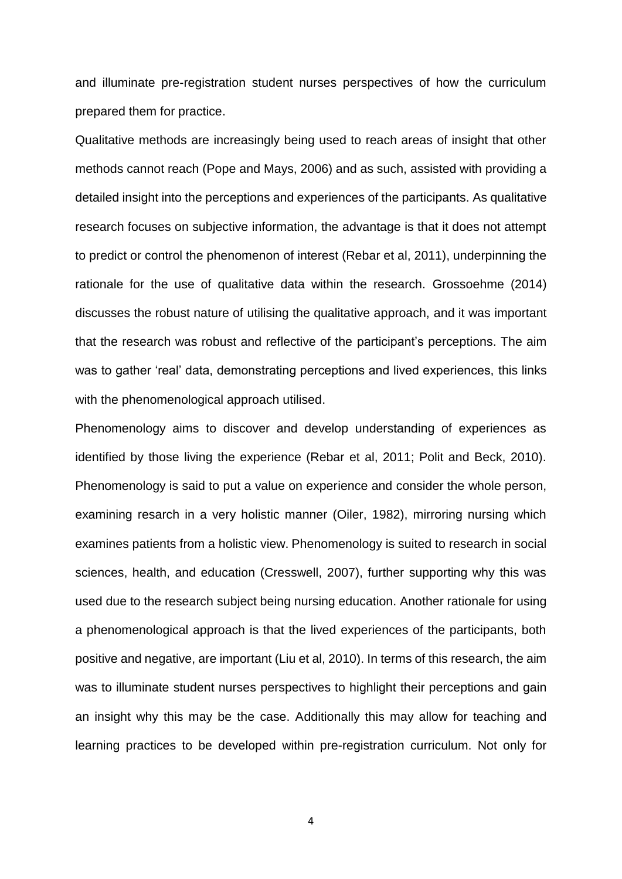and illuminate pre-registration student nurses perspectives of how the curriculum prepared them for practice.

Qualitative methods are increasingly being used to reach areas of insight that other methods cannot reach (Pope and Mays, 2006) and as such, assisted with providing a detailed insight into the perceptions and experiences of the participants. As qualitative research focuses on subjective information, the advantage is that it does not attempt to predict or control the phenomenon of interest (Rebar et al, 2011), underpinning the rationale for the use of qualitative data within the research. Grossoehme (2014) discusses the robust nature of utilising the qualitative approach, and it was important that the research was robust and reflective of the participant's perceptions. The aim was to gather 'real' data, demonstrating perceptions and lived experiences, this links with the phenomenological approach utilised.

Phenomenology aims to discover and develop understanding of experiences as identified by those living the experience (Rebar et al, 2011; Polit and Beck, 2010). Phenomenology is said to put a value on experience and consider the whole person, examining resarch in a very holistic manner (Oiler, 1982), mirroring nursing which examines patients from a holistic view. Phenomenology is suited to research in social sciences, health, and education (Cresswell, 2007), further supporting why this was used due to the research subject being nursing education. Another rationale for using a phenomenological approach is that the lived experiences of the participants, both positive and negative, are important (Liu et al, 2010). In terms of this research, the aim was to illuminate student nurses perspectives to highlight their perceptions and gain an insight why this may be the case. Additionally this may allow for teaching and learning practices to be developed within pre-registration curriculum. Not only for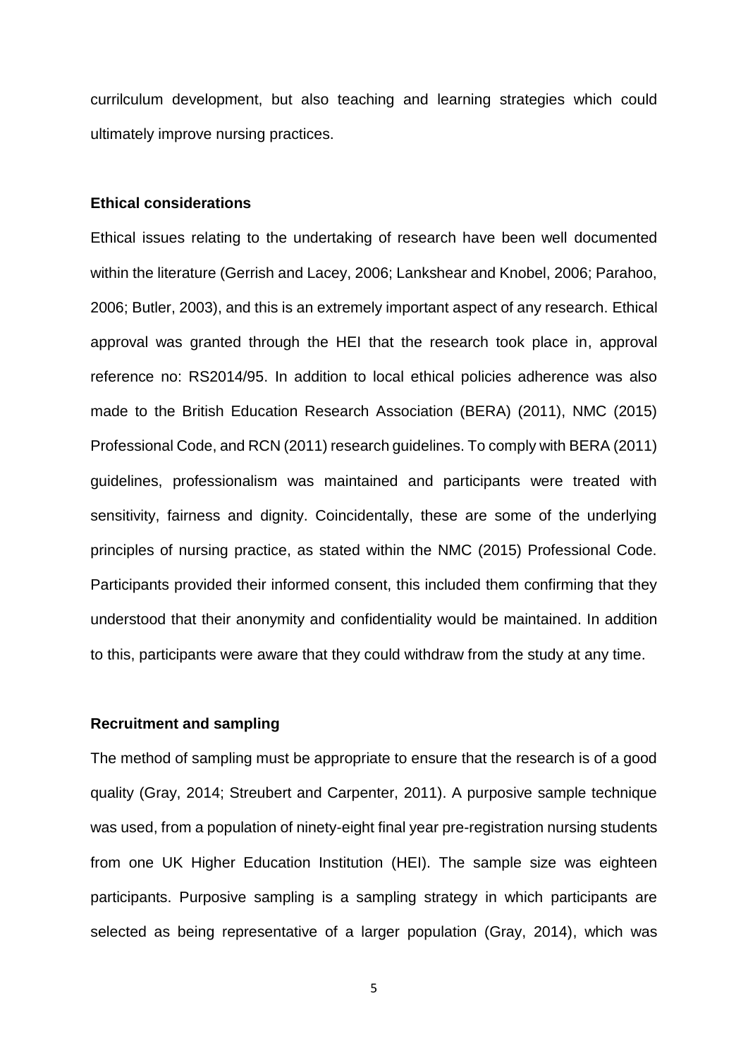currilculum development, but also teaching and learning strategies which could ultimately improve nursing practices.

### Ethical considerations

Ethical issues relating to the undertaking of research have been well documented within the literature (Gerrish and Lacey, 2006; Lankshear and Knobel, 2006; Parahoo, 2006; Butler, 2003), and this is an extremely important aspect of any research. Ethical approval was granted through the HEI that the research took place in, approval reference no: RS2014/95. In addition to local ethical policies adherence was also made to the British Education Research Association (BERA) (2011), NMC (2015) Professional Code, and RCN (2011) research guidelines. To comply with BERA (2011) guidelines, professionalism was maintained and participants were treated with sensitivity, fairness and dignity. Coincidentally, these are some of the underlying principles of nursing practice, as stated within the NMC (2015) Professional Code. Participants provided their informed consent, this included them confirming that they understood that their anonymity and confidentiality would be maintained. In addition to this, participants were aware that they could withdraw from the study at any time.

### Recruitment and sampling

The method of sampling must be appropriate to ensure that the research is of a good quality (Gray, 2014; Streubert and Carpenter, 2011). A purposive sample technique was used, from a population of ninety-eight final year pre-registration nursing students from one UK Higher Education Institution (HEI). The sample size was eighteen participants. Purposive sampling is a sampling strategy in which participants are selected as being representative of a larger population (Gray, 2014), which was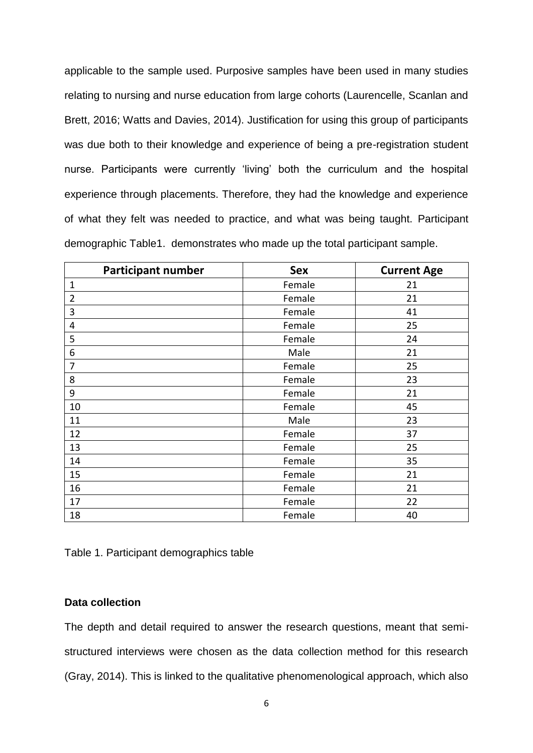applicable to the sample used. Purposive samples have been used in many studies relating to nursing and nurse education from large cohorts (Laurencelle, Scanlan and Brett, 2016; Watts and Davies, 2014). Justification for using this group of participants was due both to their knowledge and experience of being a pre-registration student nurse. Participants were currently 'living' both the curriculum and the hospital experience through placements. Therefore, they had the knowledge and experience of what they felt was needed to practice, and what was being taught. Participant demographic Table1. demonstrates who made up the total participant sample.

| Participant number | Sex | Current Age |
|---|---|---|
| 1 | Female | 21 |
| 2 | Female | 21 |
| 3 | Female | 41 |
| 4 | Female | 25 |
| 5 | Female | 24 |
| 6 | Male | 21 |
| 7 | Female | 25 |
| 8 | Female | 23 |
| 9 | Female | 21 |
| 10 | Female | 45 |
| 11 | Male | 23 |
| 12 | Female | 37 |
| 13 | Female | 25 |
| 14 | Female | 35 |
| 15 | Female | 21 |
| 16 | Female | 21 |
| 17 | Female | 22 |
| 18 | Female | 40 |

Table 1. Participant demographics table

**Data collection**

The depth and detail required to answer the research questions, meant that semi-structured interviews were chosen as the data collection method for this research (Gray, 2014). This is linked to the qualitative phenomenological approach, which also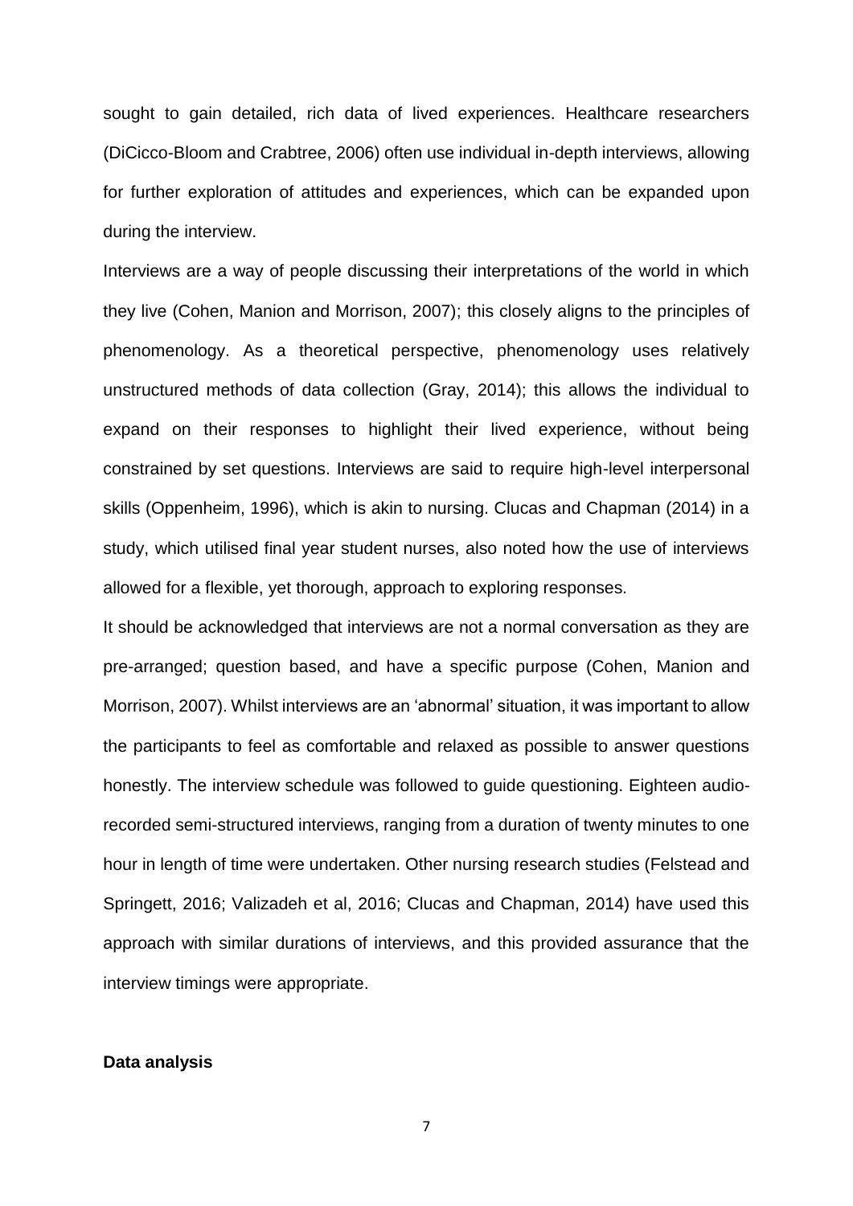sought to gain detailed, rich data of lived experiences. Healthcare researchers (DiCicco-Bloom and Crabtree, 2006) often use individual in-depth interviews, allowing for further exploration of attitudes and experiences, which can be expanded upon during the interview.

Interviews are a way of people discussing their interpretations of the world in which they live (Cohen, Manion and Morrison, 2007); this closely aligns to the principles of phenomenology. As a theoretical perspective, phenomenology uses relatively unstructured methods of data collection (Gray, 2014); this allows the individual to expand on their responses to highlight their lived experience, without being constrained by set questions. Interviews are said to require high-level interpersonal skills (Oppenheim, 1996), which is akin to nursing. Clucas and Chapman (2014) in a study, which utilised final year student nurses, also noted how the use of interviews allowed for a flexible, yet thorough, approach to exploring responses.

It should be acknowledged that interviews are not a normal conversation as they are pre-arranged; question based, and have a specific purpose (Cohen, Manion and Morrison, 2007). Whilst interviews are an 'abnormal' situation, it was important to allow the participants to feel as comfortable and relaxed as possible to answer questions honestly. The interview schedule was followed to guide questioning. Eighteen audio-recorded semi-structured interviews, ranging from a duration of twenty minutes to one hour in length of time were undertaken. Other nursing research studies (Felstead and Springett, 2016; Valizadeh et al, 2016; Clucas and Chapman, 2014) have used this approach with similar durations of interviews, and this provided assurance that the interview timings were appropriate.

**Data analysis**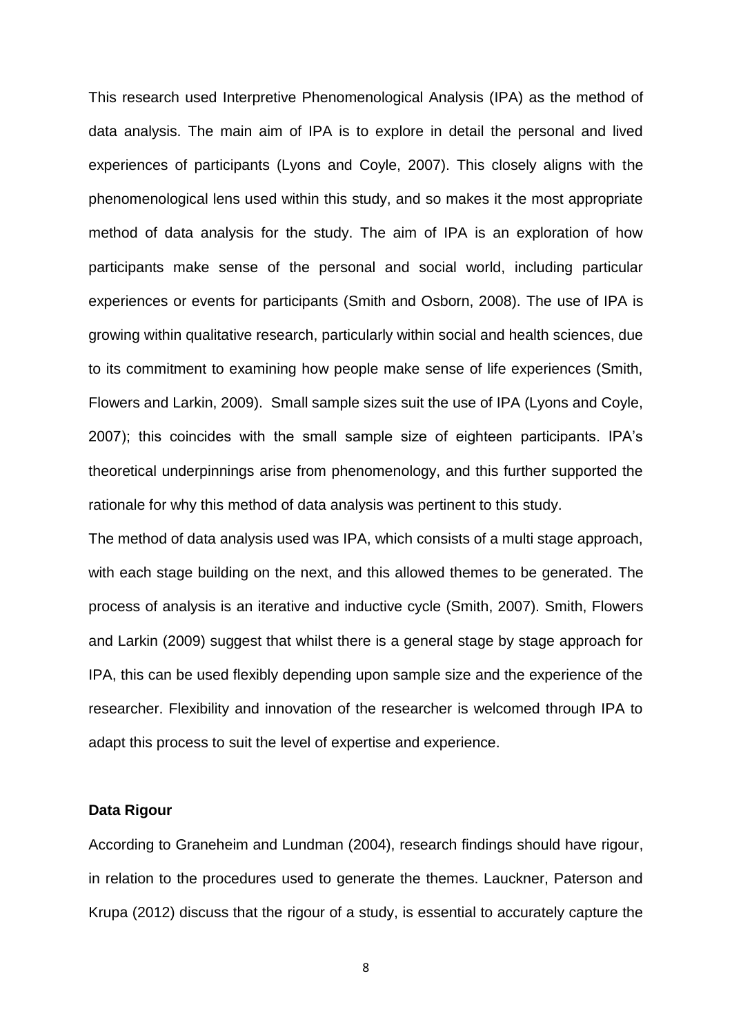This research used Interpretive Phenomenological Analysis (IPA) as the method of data analysis. The main aim of IPA is to explore in detail the personal and lived experiences of participants (Lyons and Coyle, 2007). This closely aligns with the phenomenological lens used within this study, and so makes it the most appropriate method of data analysis for the study. The aim of IPA is an exploration of how participants make sense of the personal and social world, including particular experiences or events for participants (Smith and Osborn, 2008). The use of IPA is growing within qualitative research, particularly within social and health sciences, due to its commitment to examining how people make sense of life experiences (Smith, Flowers and Larkin, 2009). Small sample sizes suit the use of IPA (Lyons and Coyle, 2007); this coincides with the small sample size of eighteen participants. IPA's theoretical underpinnings arise from phenomenology, and this further supported the rationale for why this method of data analysis was pertinent to this study.

The method of data analysis used was IPA, which consists of a multi stage approach, with each stage building on the next, and this allowed themes to be generated. The process of analysis is an iterative and inductive cycle (Smith, 2007). Smith, Flowers and Larkin (2009) suggest that whilst there is a general stage by stage approach for IPA, this can be used flexibly depending upon sample size and the experience of the researcher. Flexibility and innovation of the researcher is welcomed through IPA to adapt this process to suit the level of expertise and experience.

**Data Rigour**

According to Graneheim and Lundman (2004), research findings should have rigour, in relation to the procedures used to generate the themes. Lauckner, Paterson and Krupa (2012) discuss that the rigour of a study, is essential to accurately capture the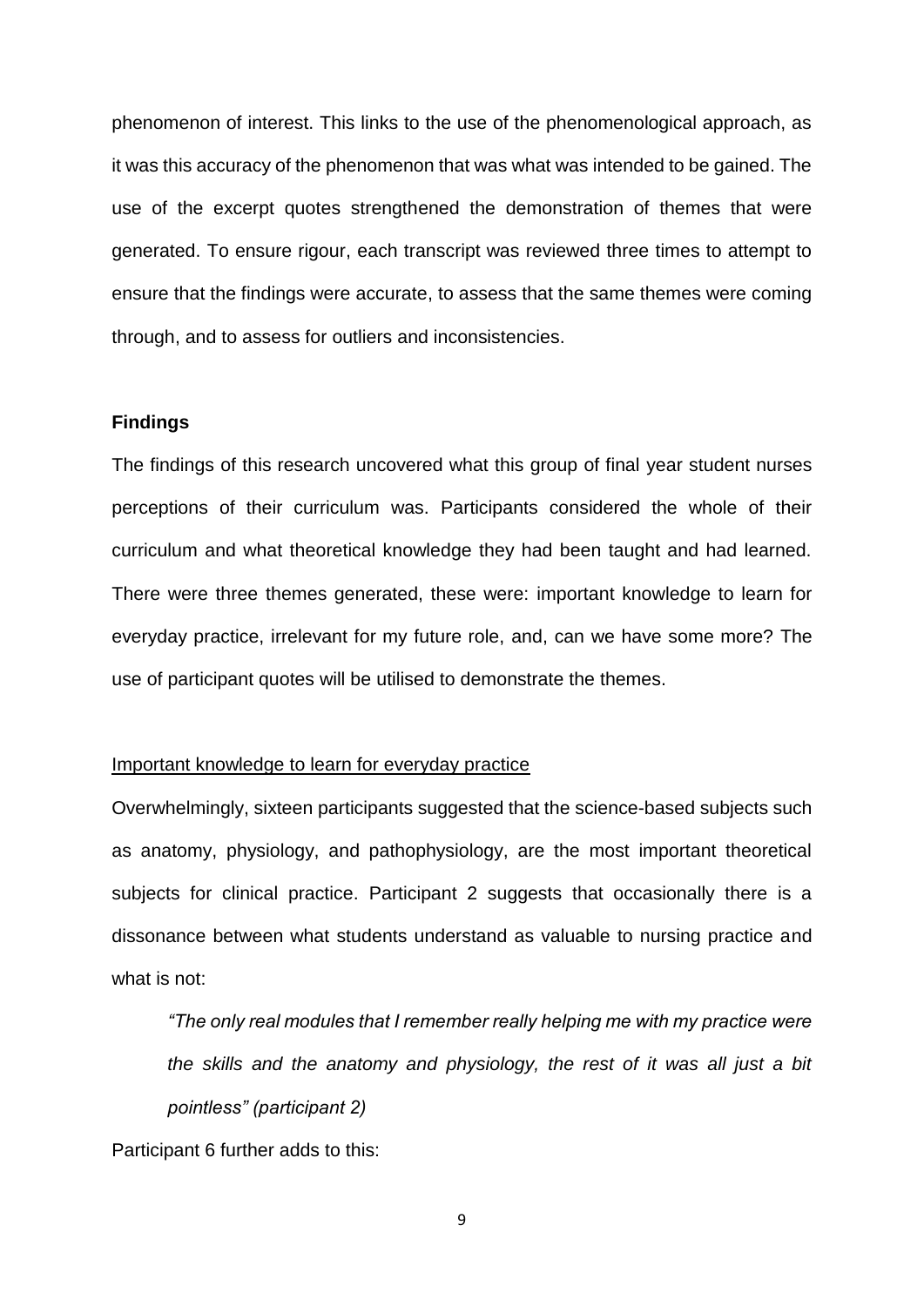phenomenon of interest. This links to the use of the phenomenological approach, as it was this accuracy of the phenomenon that was what was intended to be gained. The use of the excerpt quotes strengthened the demonstration of themes that were generated. To ensure rigour, each transcript was reviewed three times to attempt to ensure that the findings were accurate, to assess that the same themes were coming through, and to assess for outliers and inconsistencies.

## Findings

The findings of this research uncovered what this group of final year student nurses perceptions of their curriculum was. Participants considered the whole of their curriculum and what theoretical knowledge they had been taught and had learned. There were three themes generated, these were: important knowledge to learn for everyday practice, irrelevant for my future role, and, can we have some more? The use of participant quotes will be utilised to demonstrate the themes.

### Important knowledge to learn for everyday practice

Overwhelmingly, sixteen participants suggested that the science-based subjects such as anatomy, physiology, and pathophysiology, are the most important theoretical subjects for clinical practice. Participant 2 suggests that occasionally there is a dissonance between what students understand as valuable to nursing practice and what is not:

> *"The only real modules that I remember really helping me with my practice were the skills and the anatomy and physiology, the rest of it was all just a bit pointless" (participant 2)*

Participant 6 further adds to this: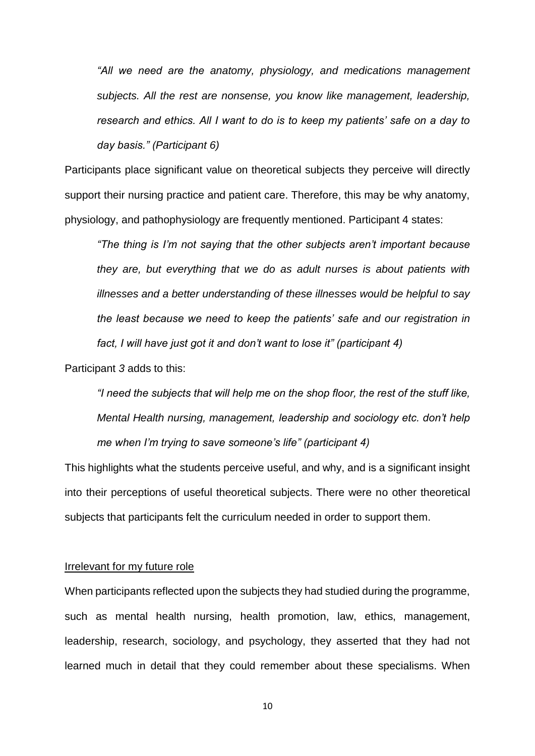> *"All we need are the anatomy, physiology, and medications management subjects. All the rest are nonsense, you know like management, leadership, research and ethics. All I want to do is to keep my patients' safe on a day to day basis." (Participant 6)*

Participants place significant value on theoretical subjects they perceive will directly support their nursing practice and patient care. Therefore, this may be why anatomy, physiology, and pathophysiology are frequently mentioned. Participant 4 states:

> *"The thing is I'm not saying that the other subjects aren't important because they are, but everything that we do as adult nurses is about patients with illnesses and a better understanding of these illnesses would be helpful to say the least because we need to keep the patients' safe and our registration in fact, I will have just got it and don't want to lose it" (participant 4)*

Participant *3* adds to this:

> *"I need the subjects that will help me on the shop floor, the rest of the stuff like, Mental Health nursing, management, leadership and sociology etc. don't help me when I'm trying to save someone's life" (participant 4)*

This highlights what the students perceive useful, and why, and is a significant insight into their perceptions of useful theoretical subjects. There were no other theoretical subjects that participants felt the curriculum needed in order to support them.

<u>Irrelevant for my future role</u>

When participants reflected upon the subjects they had studied during the programme, such as mental health nursing, health promotion, law, ethics, management, leadership, research, sociology, and psychology, they asserted that they had not learned much in detail that they could remember about these specialisms. When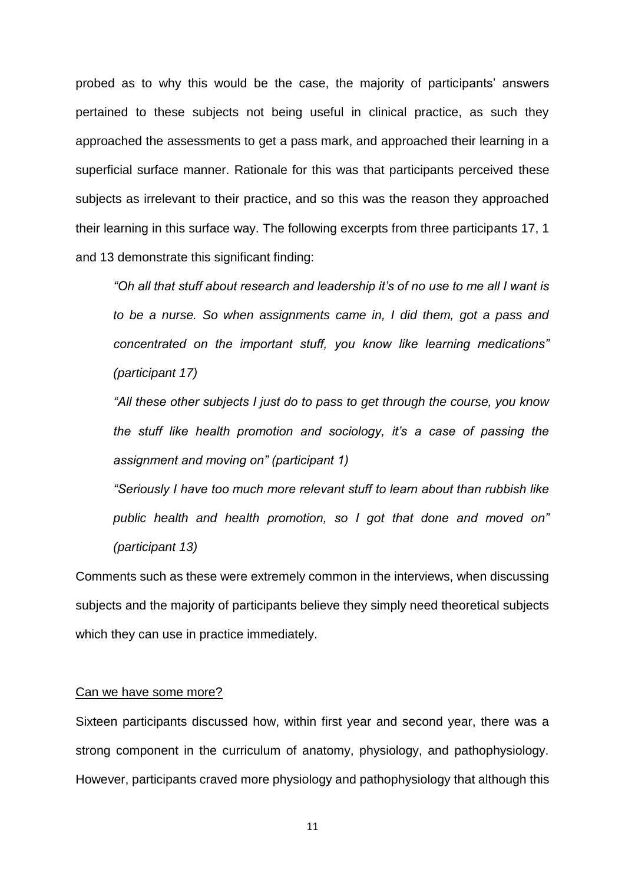probed as to why this would be the case, the majority of participants' answers pertained to these subjects not being useful in clinical practice, as such they approached the assessments to get a pass mark, and approached their learning in a superficial surface manner. Rationale for this was that participants perceived these subjects as irrelevant to their practice, and so this was the reason they approached their learning in this surface way. The following excerpts from three participants 17, 1 and 13 demonstrate this significant finding:

> *"Oh all that stuff about research and leadership it's of no use to me all I want is to be a nurse. So when assignments came in, I did them, got a pass and concentrated on the important stuff, you know like learning medications" (participant 17)*
>
> *"All these other subjects I just do to pass to get through the course, you know the stuff like health promotion and sociology, it's a case of passing the assignment and moving on" (participant 1)*
>
> *"Seriously I have too much more relevant stuff to learn about than rubbish like public health and health promotion, so I got that done and moved on" (participant 13)*

Comments such as these were extremely common in the interviews, when discussing subjects and the majority of participants believe they simply need theoretical subjects which they can use in practice immediately.

<u>Can we have some more?</u>

Sixteen participants discussed how, within first year and second year, there was a strong component in the curriculum of anatomy, physiology, and pathophysiology. However, participants craved more physiology and pathophysiology that although this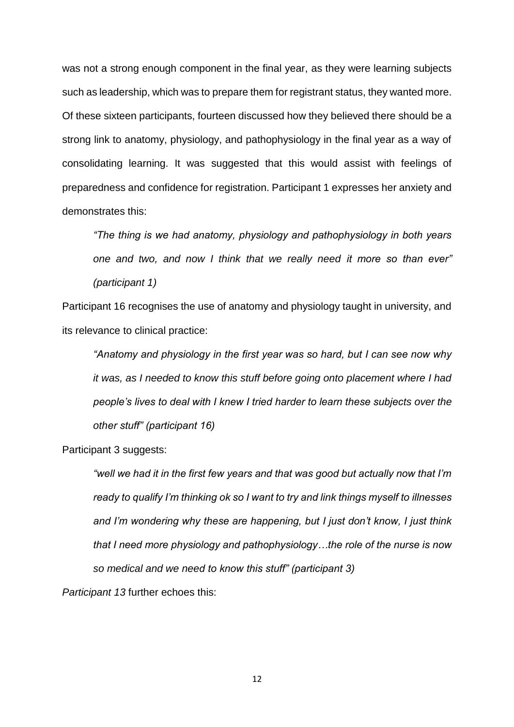was not a strong enough component in the final year, as they were learning subjects such as leadership, which was to prepare them for registrant status, they wanted more. Of these sixteen participants, fourteen discussed how they believed there should be a strong link to anatomy, physiology, and pathophysiology in the final year as a way of consolidating learning. It was suggested that this would assist with feelings of preparedness and confidence for registration. Participant 1 expresses her anxiety and demonstrates this:

> *"The thing is we had anatomy, physiology and pathophysiology in both years one and two, and now I think that we really need it more so than ever" (participant 1)*

Participant 16 recognises the use of anatomy and physiology taught in university, and its relevance to clinical practice:

> *"Anatomy and physiology in the first year was so hard, but I can see now why it was, as I needed to know this stuff before going onto placement where I had people's lives to deal with I knew I tried harder to learn these subjects over the other stuff" (participant 16)*

Participant 3 suggests:

> *"well we had it in the first few years and that was good but actually now that I'm ready to qualify I'm thinking ok so I want to try and link things myself to illnesses and I'm wondering why these are happening, but I just don't know, I just think that I need more physiology and pathophysiology…the role of the nurse is now so medical and we need to know this stuff" (participant 3)*

*Participant 13* further echoes this: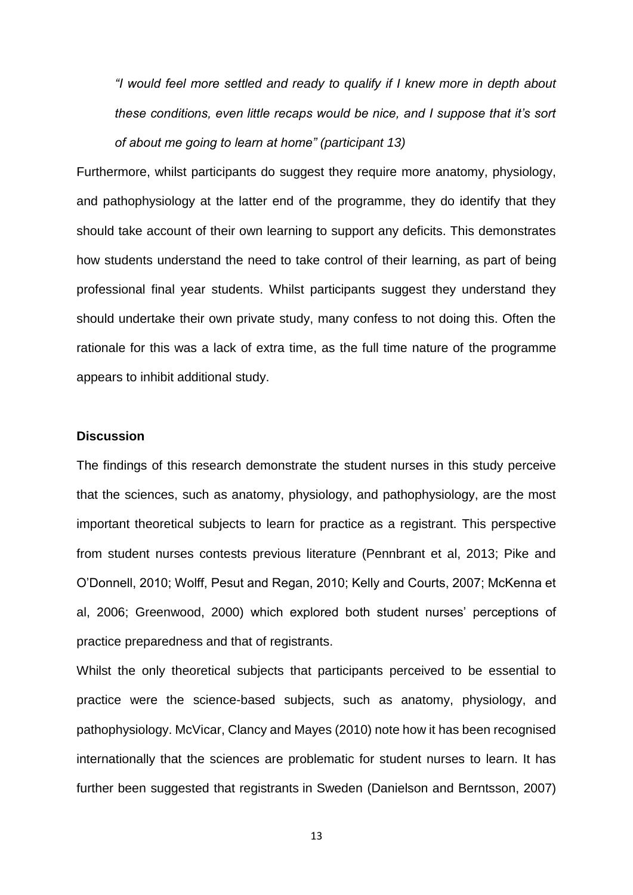*"I would feel more settled and ready to qualify if I knew more in depth about these conditions, even little recaps would be nice, and I suppose that it's sort of about me going to learn at home" (participant 13)*

Furthermore, whilst participants do suggest they require more anatomy, physiology, and pathophysiology at the latter end of the programme, they do identify that they should take account of their own learning to support any deficits. This demonstrates how students understand the need to take control of their learning, as part of being professional final year students. Whilst participants suggest they understand they should undertake their own private study, many confess to not doing this. Often the rationale for this was a lack of extra time, as the full time nature of the programme appears to inhibit additional study.

**Discussion**

The findings of this research demonstrate the student nurses in this study perceive that the sciences, such as anatomy, physiology, and pathophysiology, are the most important theoretical subjects to learn for practice as a registrant. This perspective from student nurses contests previous literature (Pennbrant et al, 2013; Pike and O'Donnell, 2010; Wolff, Pesut and Regan, 2010; Kelly and Courts, 2007; McKenna et al, 2006; Greenwood, 2000) which explored both student nurses' perceptions of practice preparedness and that of registrants.

Whilst the only theoretical subjects that participants perceived to be essential to practice were the science-based subjects, such as anatomy, physiology, and pathophysiology. McVicar, Clancy and Mayes (2010) note how it has been recognised internationally that the sciences are problematic for student nurses to learn. It has further been suggested that registrants in Sweden (Danielson and Berntsson, 2007)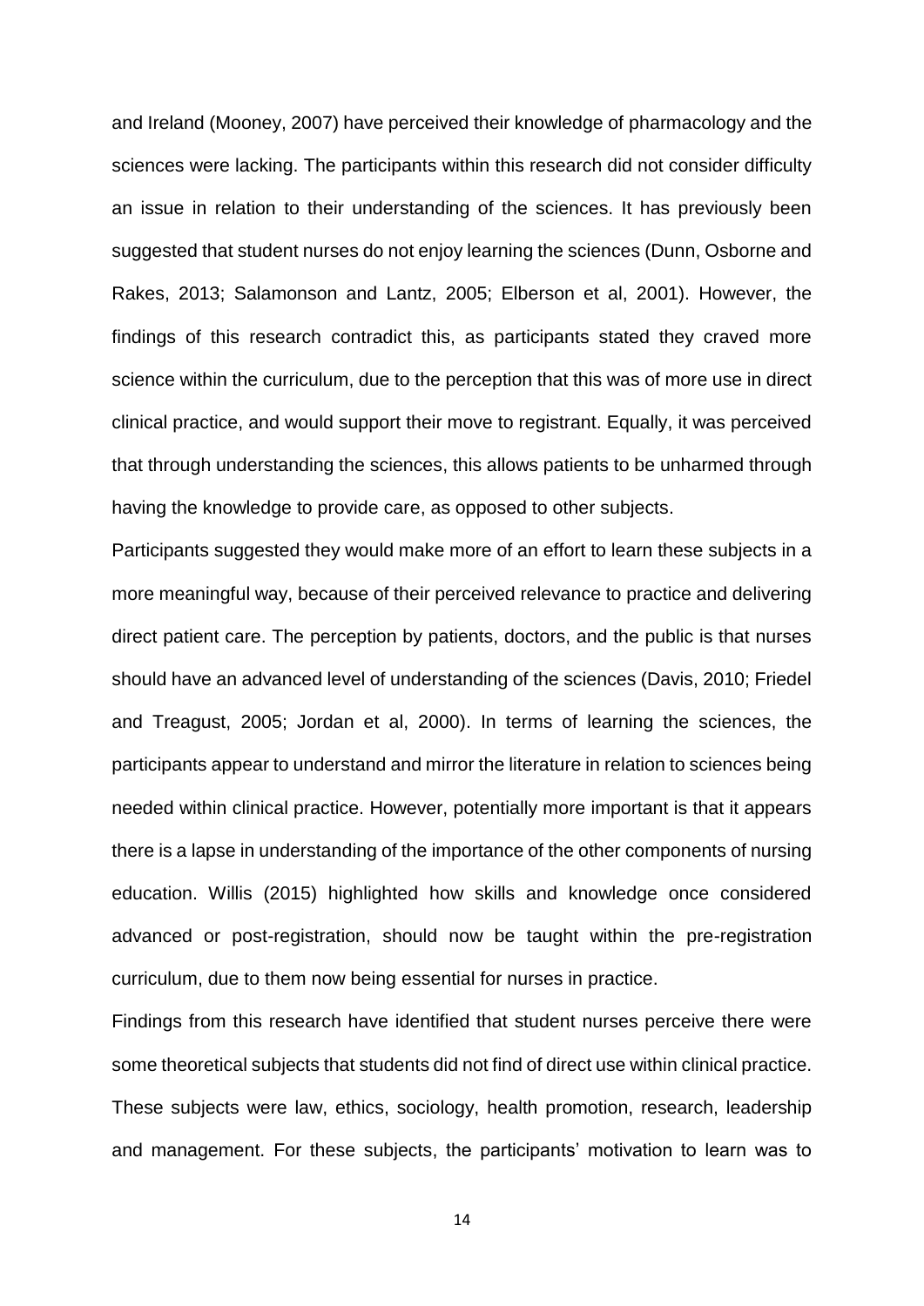and Ireland (Mooney, 2007) have perceived their knowledge of pharmacology and the sciences were lacking. The participants within this research did not consider difficulty an issue in relation to their understanding of the sciences. It has previously been suggested that student nurses do not enjoy learning the sciences (Dunn, Osborne and Rakes, 2013; Salamonson and Lantz, 2005; Elberson et al, 2001). However, the findings of this research contradict this, as participants stated they craved more science within the curriculum, due to the perception that this was of more use in direct clinical practice, and would support their move to registrant. Equally, it was perceived that through understanding the sciences, this allows patients to be unharmed through having the knowledge to provide care, as opposed to other subjects.

Participants suggested they would make more of an effort to learn these subjects in a more meaningful way, because of their perceived relevance to practice and delivering direct patient care. The perception by patients, doctors, and the public is that nurses should have an advanced level of understanding of the sciences (Davis, 2010; Friedel and Treagust, 2005; Jordan et al, 2000). In terms of learning the sciences, the participants appear to understand and mirror the literature in relation to sciences being needed within clinical practice. However, potentially more important is that it appears there is a lapse in understanding of the importance of the other components of nursing education. Willis (2015) highlighted how skills and knowledge once considered advanced or post-registration, should now be taught within the pre-registration curriculum, due to them now being essential for nurses in practice.

Findings from this research have identified that student nurses perceive there were some theoretical subjects that students did not find of direct use within clinical practice. These subjects were law, ethics, sociology, health promotion, research, leadership and management. For these subjects, the participants' motivation to learn was to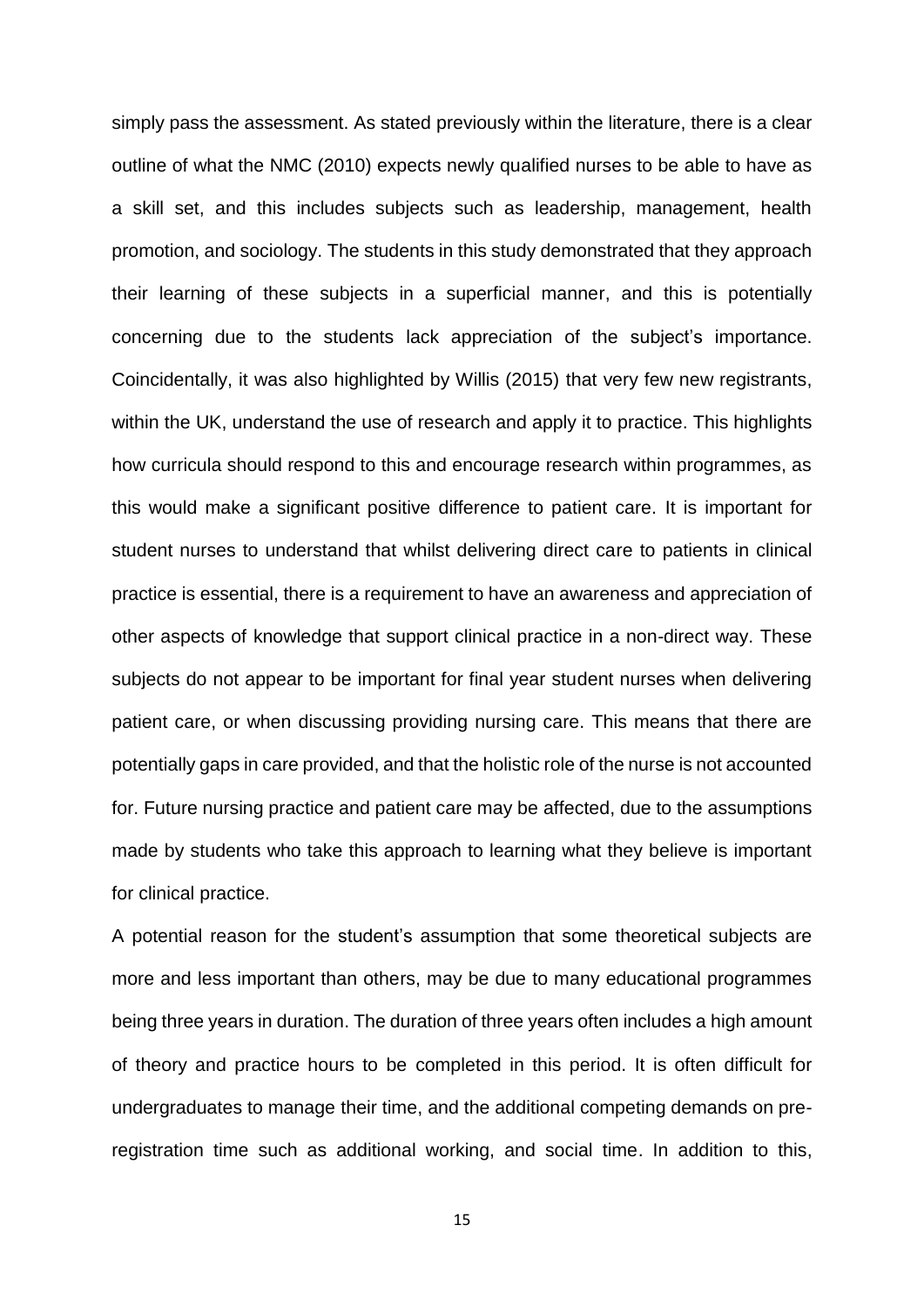simply pass the assessment. As stated previously within the literature, there is a clear outline of what the NMC (2010) expects newly qualified nurses to be able to have as a skill set, and this includes subjects such as leadership, management, health promotion, and sociology. The students in this study demonstrated that they approach their learning of these subjects in a superficial manner, and this is potentially concerning due to the students lack appreciation of the subject's importance. Coincidentally, it was also highlighted by Willis (2015) that very few new registrants, within the UK, understand the use of research and apply it to practice. This highlights how curricula should respond to this and encourage research within programmes, as this would make a significant positive difference to patient care. It is important for student nurses to understand that whilst delivering direct care to patients in clinical practice is essential, there is a requirement to have an awareness and appreciation of other aspects of knowledge that support clinical practice in a non-direct way. These subjects do not appear to be important for final year student nurses when delivering patient care, or when discussing providing nursing care. This means that there are potentially gaps in care provided, and that the holistic role of the nurse is not accounted for. Future nursing practice and patient care may be affected, due to the assumptions made by students who take this approach to learning what they believe is important for clinical practice.

A potential reason for the student's assumption that some theoretical subjects are more and less important than others, may be due to many educational programmes being three years in duration. The duration of three years often includes a high amount of theory and practice hours to be completed in this period. It is often difficult for undergraduates to manage their time, and the additional competing demands on pre-registration time such as additional working, and social time. In addition to this,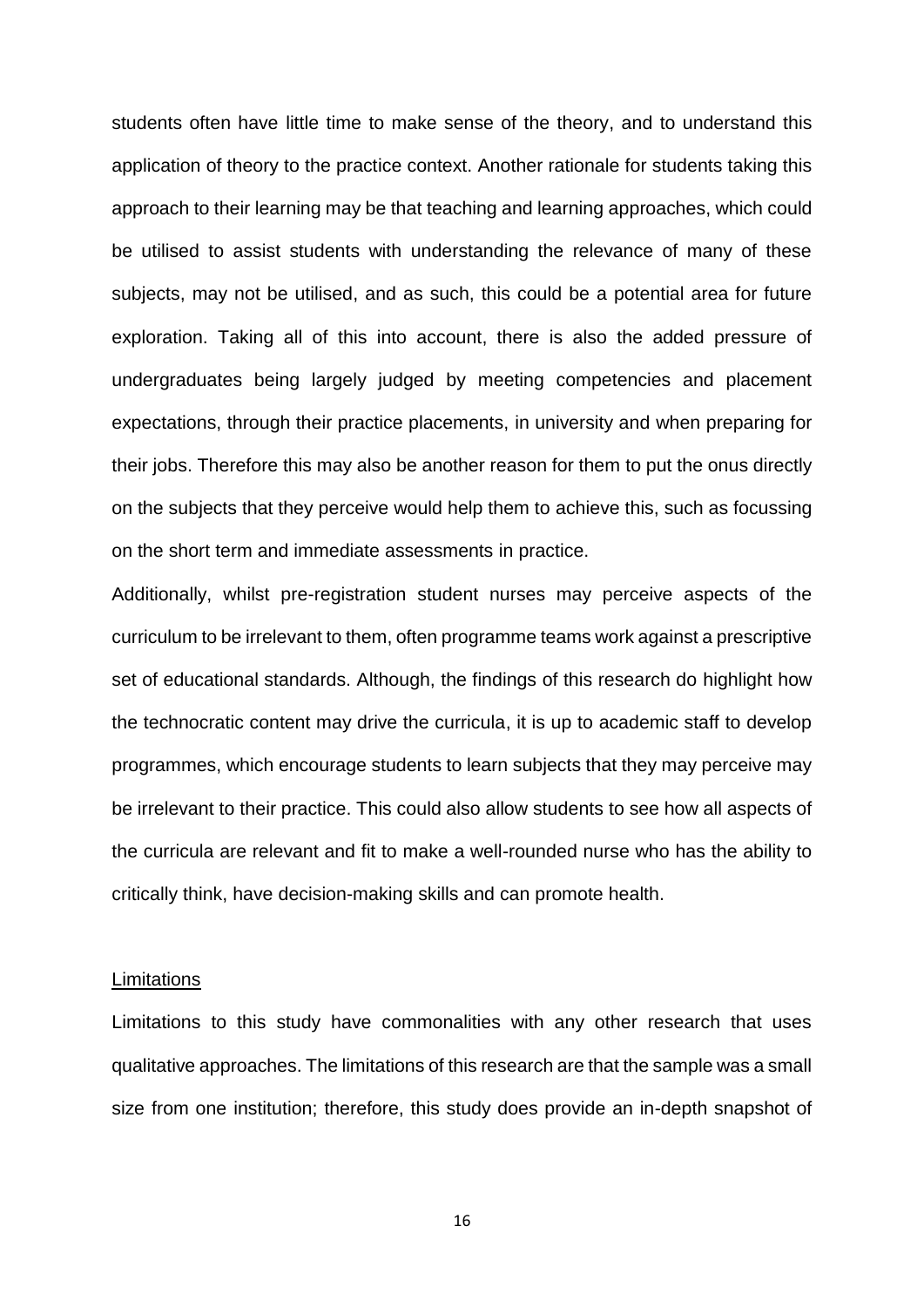students often have little time to make sense of the theory, and to understand this application of theory to the practice context. Another rationale for students taking this approach to their learning may be that teaching and learning approaches, which could be utilised to assist students with understanding the relevance of many of these subjects, may not be utilised, and as such, this could be a potential area for future exploration. Taking all of this into account, there is also the added pressure of undergraduates being largely judged by meeting competencies and placement expectations, through their practice placements, in university and when preparing for their jobs. Therefore this may also be another reason for them to put the onus directly on the subjects that they perceive would help them to achieve this, such as focussing on the short term and immediate assessments in practice.

Additionally, whilst pre-registration student nurses may perceive aspects of the curriculum to be irrelevant to them, often programme teams work against a prescriptive set of educational standards. Although, the findings of this research do highlight how the technocratic content may drive the curricula, it is up to academic staff to develop programmes, which encourage students to learn subjects that they may perceive may be irrelevant to their practice. This could also allow students to see how all aspects of the curricula are relevant and fit to make a well-rounded nurse who has the ability to critically think, have decision-making skills and can promote health.

## Limitations

Limitations to this study have commonalities with any other research that uses qualitative approaches. The limitations of this research are that the sample was a small size from one institution; therefore, this study does provide an in-depth snapshot of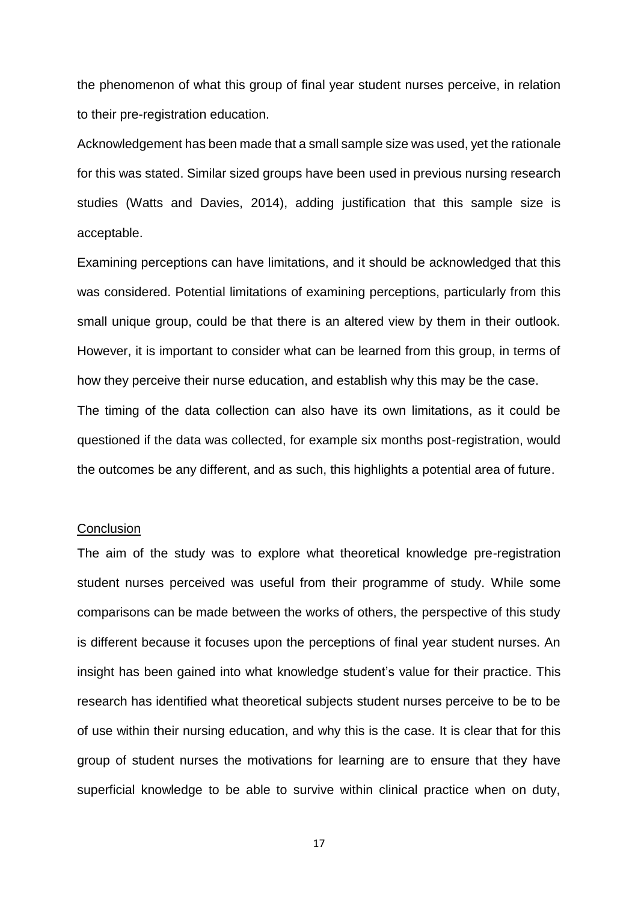the phenomenon of what this group of final year student nurses perceive, in relation to their pre-registration education.

Acknowledgement has been made that a small sample size was used, yet the rationale for this was stated. Similar sized groups have been used in previous nursing research studies (Watts and Davies, 2014), adding justification that this sample size is acceptable.

Examining perceptions can have limitations, and it should be acknowledged that this was considered. Potential limitations of examining perceptions, particularly from this small unique group, could be that there is an altered view by them in their outlook. However, it is important to consider what can be learned from this group, in terms of how they perceive their nurse education, and establish why this may be the case.

The timing of the data collection can also have its own limitations, as it could be questioned if the data was collected, for example six months post-registration, would the outcomes be any different, and as such, this highlights a potential area of future.

## Conclusion

The aim of the study was to explore what theoretical knowledge pre-registration student nurses perceived was useful from their programme of study. While some comparisons can be made between the works of others, the perspective of this study is different because it focuses upon the perceptions of final year student nurses. An insight has been gained into what knowledge student's value for their practice. This research has identified what theoretical subjects student nurses perceive to be to be of use within their nursing education, and why this is the case. It is clear that for this group of student nurses the motivations for learning are to ensure that they have superficial knowledge to be able to survive within clinical practice when on duty,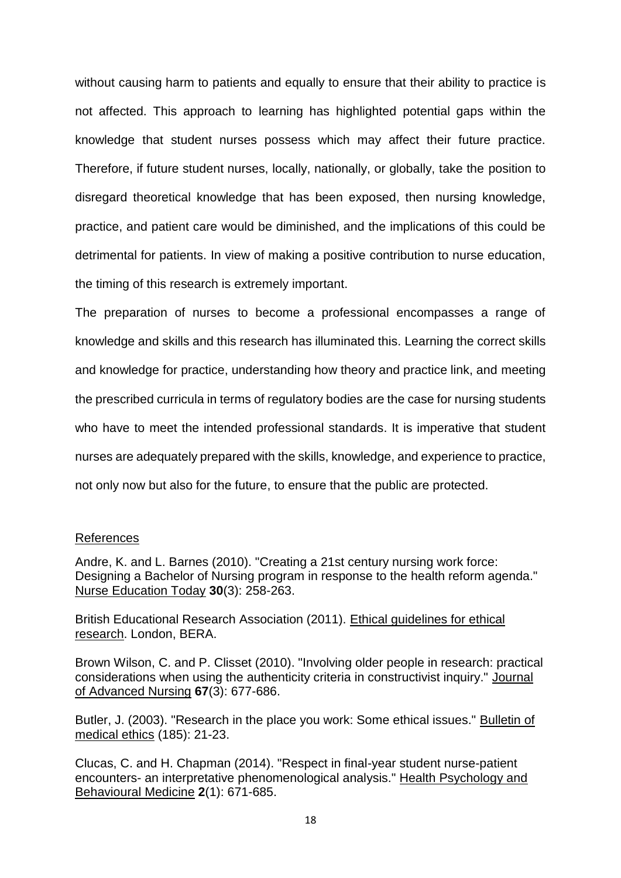without causing harm to patients and equally to ensure that their ability to practice is not affected. This approach to learning has highlighted potential gaps within the knowledge that student nurses possess which may affect their future practice. Therefore, if future student nurses, locally, nationally, or globally, take the position to disregard theoretical knowledge that has been exposed, then nursing knowledge, practice, and patient care would be diminished, and the implications of this could be detrimental for patients. In view of making a positive contribution to nurse education, the timing of this research is extremely important.

The preparation of nurses to become a professional encompasses a range of knowledge and skills and this research has illuminated this. Learning the correct skills and knowledge for practice, understanding how theory and practice link, and meeting the prescribed curricula in terms of regulatory bodies are the case for nursing students who have to meet the intended professional standards. It is imperative that student nurses are adequately prepared with the skills, knowledge, and experience to practice, not only now but also for the future, to ensure that the public are protected.

## References

Andre, K. and L. Barnes (2010). "Creating a 21st century nursing work force: Designing a Bachelor of Nursing program in response to the health reform agenda." Nurse Education Today **30**(3): 258-263.

British Educational Research Association (2011). Ethical guidelines for ethical research. London, BERA.

Brown Wilson, C. and P. Clisset (2010). "Involving older people in research: practical considerations when using the authenticity criteria in constructivist inquiry." Journal of Advanced Nursing **67**(3): 677-686.

Butler, J. (2003). "Research in the place you work: Some ethical issues." Bulletin of medical ethics (185): 21-23.

Clucas, C. and H. Chapman (2014). "Respect in final-year student nurse-patient encounters- an interpretative phenomenological analysis." Health Psychology and Behavioural Medicine **2**(1): 671-685.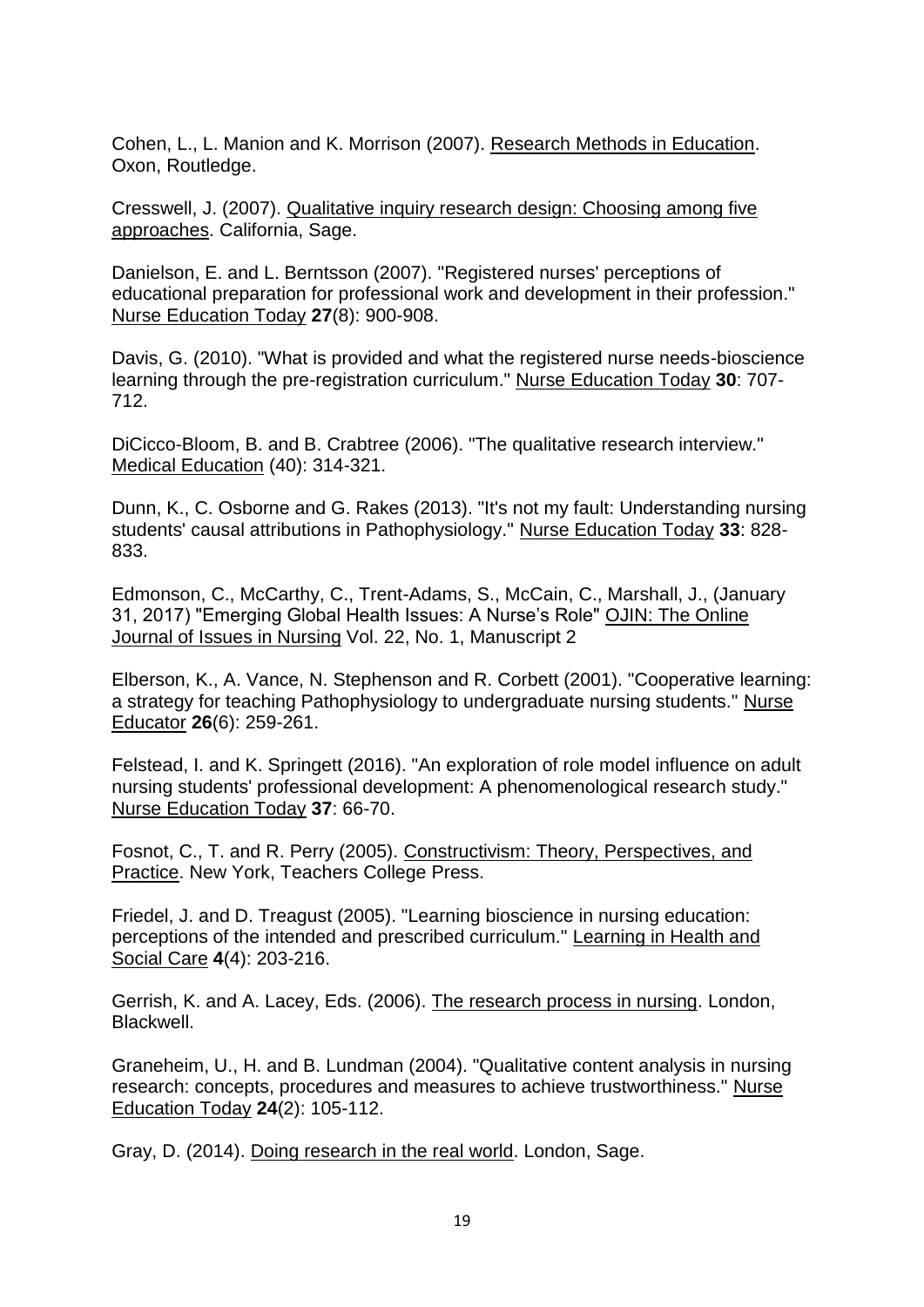Cohen, L., L. Manion and K. Morrison (2007). Research Methods in Education. Oxon, Routledge.

Cresswell, J. (2007). Qualitative inquiry research design: Choosing among five approaches. California, Sage.

Danielson, E. and L. Berntsson (2007). "Registered nurses' perceptions of educational preparation for professional work and development in their profession." Nurse Education Today **27**(8): 900-908.

Davis, G. (2010). "What is provided and what the registered nurse needs-bioscience learning through the pre-registration curriculum." Nurse Education Today **30**: 707-712.

DiCicco-Bloom, B. and B. Crabtree (2006). "The qualitative research interview." Medical Education (40): 314-321.

Dunn, K., C. Osborne and G. Rakes (2013). "It's not my fault: Understanding nursing students' causal attributions in Pathophysiology." Nurse Education Today **33**: 828-833.

Edmonson, C., McCarthy, C., Trent-Adams, S., McCain, C., Marshall, J., (January 31, 2017) "Emerging Global Health Issues: A Nurse's Role" OJIN: The Online Journal of Issues in Nursing Vol. 22, No. 1, Manuscript 2

Elberson, K., A. Vance, N. Stephenson and R. Corbett (2001). "Cooperative learning: a strategy for teaching Pathophysiology to undergraduate nursing students." Nurse Educator **26**(6): 259-261.

Felstead, I. and K. Springett (2016). "An exploration of role model influence on adult nursing students' professional development: A phenomenological research study." Nurse Education Today **37**: 66-70.

Fosnot, C., T. and R. Perry (2005). Constructivism: Theory, Perspectives, and Practice. New York, Teachers College Press.

Friedel, J. and D. Treagust (2005). "Learning bioscience in nursing education: perceptions of the intended and prescribed curriculum." Learning in Health and Social Care **4**(4): 203-216.

Gerrish, K. and A. Lacey, Eds. (2006). The research process in nursing. London, Blackwell.

Graneheim, U., H. and B. Lundman (2004). "Qualitative content analysis in nursing research: concepts, procedures and measures to achieve trustworthiness." Nurse Education Today **24**(2): 105-112.

Gray, D. (2014). Doing research in the real world. London, Sage.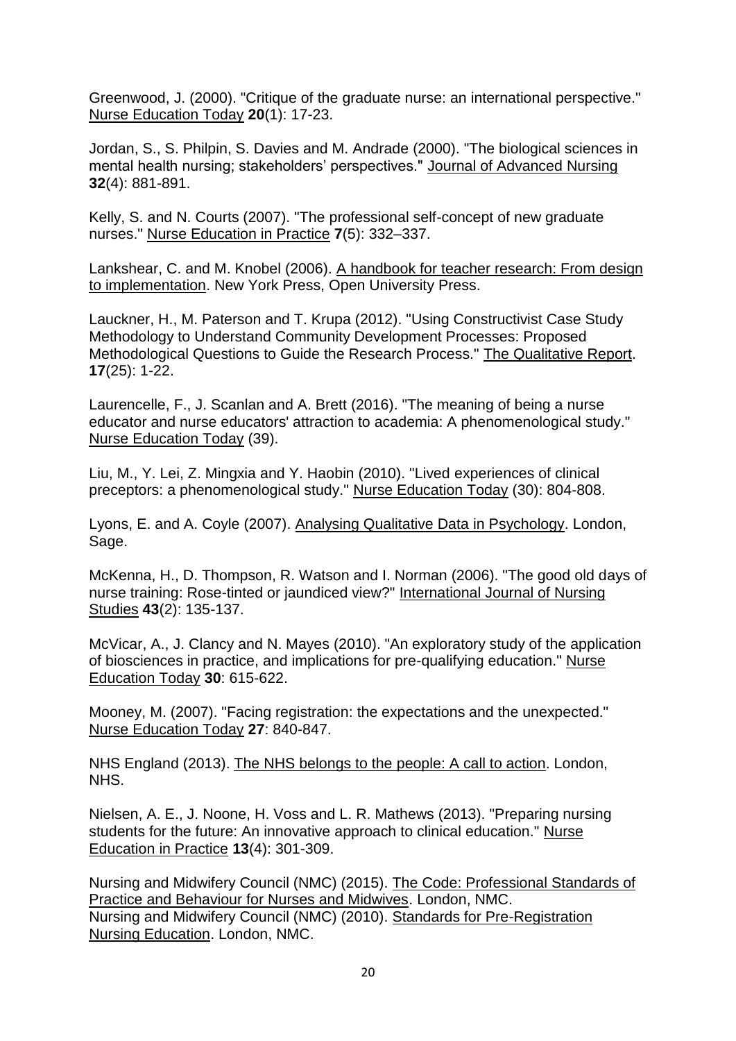Greenwood, J. (2000). "Critique of the graduate nurse: an international perspective." Nurse Education Today **20**(1): 17-23.

Jordan, S., S. Philpin, S. Davies and M. Andrade (2000). "The biological sciences in mental health nursing; stakeholders' perspectives." Journal of Advanced Nursing **32**(4): 881-891.

Kelly, S. and N. Courts (2007). "The professional self-concept of new graduate nurses." Nurse Education in Practice **7**(5): 332–337.

Lankshear, C. and M. Knobel (2006). A handbook for teacher research: From design to implementation. New York Press, Open University Press.

Lauckner, H., M. Paterson and T. Krupa (2012). "Using Constructivist Case Study Methodology to Understand Community Development Processes: Proposed Methodological Questions to Guide the Research Process." The Qualitative Report. **17**(25): 1-22.

Laurencelle, F., J. Scanlan and A. Brett (2016). "The meaning of being a nurse educator and nurse educators' attraction to academia: A phenomenological study." Nurse Education Today (39).

Liu, M., Y. Lei, Z. Mingxia and Y. Haobin (2010). "Lived experiences of clinical preceptors: a phenomenological study." Nurse Education Today (30): 804-808.

Lyons, E. and A. Coyle (2007). Analysing Qualitative Data in Psychology. London, Sage.

McKenna, H., D. Thompson, R. Watson and I. Norman (2006). "The good old days of nurse training: Rose-tinted or jaundiced view?" International Journal of Nursing Studies **43**(2): 135-137.

McVicar, A., J. Clancy and N. Mayes (2010). "An exploratory study of the application of biosciences in practice, and implications for pre-qualifying education." Nurse Education Today **30**: 615-622.

Mooney, M. (2007). "Facing registration: the expectations and the unexpected." Nurse Education Today **27**: 840-847.

NHS England (2013). The NHS belongs to the people: A call to action. London, NHS.

Nielsen, A. E., J. Noone, H. Voss and L. R. Mathews (2013). "Preparing nursing students for the future: An innovative approach to clinical education." Nurse Education in Practice **13**(4): 301-309.

Nursing and Midwifery Council (NMC) (2015). The Code: Professional Standards of Practice and Behaviour for Nurses and Midwives. London, NMC.
Nursing and Midwifery Council (NMC) (2010). Standards for Pre-Registration Nursing Education. London, NMC.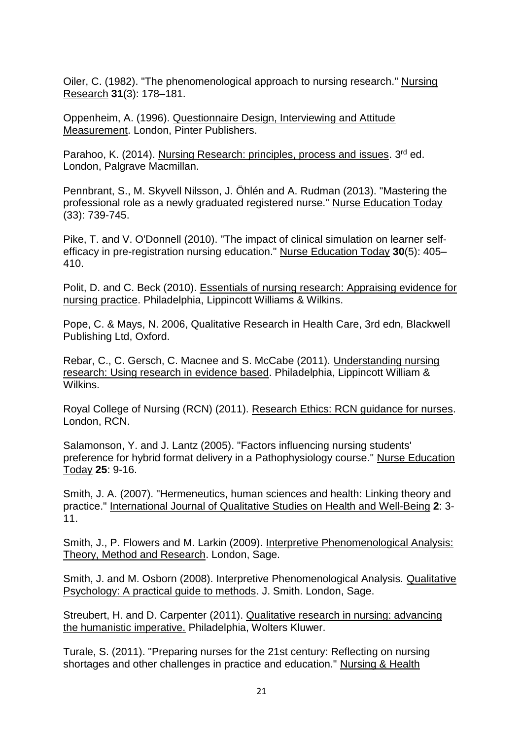Oiler, C. (1982). "The phenomenological approach to nursing research." Nursing Research **31**(3): 178–181.

Oppenheim, A. (1996). Questionnaire Design, Interviewing and Attitude Measurement. London, Pinter Publishers.

Parahoo, K. (2014). Nursing Research: principles, process and issues. 3rd ed. London, Palgrave Macmillan.

Pennbrant, S., M. Skyvell Nilsson, J. Öhlén and A. Rudman (2013). "Mastering the professional role as a newly graduated registered nurse." Nurse Education Today (33): 739-745.

Pike, T. and V. O'Donnell (2010). "The impact of clinical simulation on learner self-efficacy in pre-registration nursing education." Nurse Education Today **30**(5): 405–410.

Polit, D. and C. Beck (2010). Essentials of nursing research: Appraising evidence for nursing practice. Philadelphia, Lippincott Williams & Wilkins.

Pope, C. & Mays, N. 2006, Qualitative Research in Health Care, 3rd edn, Blackwell Publishing Ltd, Oxford.

Rebar, C., C. Gersch, C. Macnee and S. McCabe (2011). Understanding nursing research: Using research in evidence based. Philadelphia, Lippincott William & Wilkins.

Royal College of Nursing (RCN) (2011). Research Ethics: RCN guidance for nurses. London, RCN.

Salamonson, Y. and J. Lantz (2005). "Factors influencing nursing students' preference for hybrid format delivery in a Pathophysiology course." Nurse Education Today **25**: 9-16.

Smith, J. A. (2007). "Hermeneutics, human sciences and health: Linking theory and practice." International Journal of Qualitative Studies on Health and Well-Being **2**: 3-11.

Smith, J., P. Flowers and M. Larkin (2009). Interpretive Phenomenological Analysis: Theory, Method and Research. London, Sage.

Smith, J. and M. Osborn (2008). Interpretive Phenomenological Analysis. Qualitative Psychology: A practical guide to methods. J. Smith. London, Sage.

Streubert, H. and D. Carpenter (2011). Qualitative research in nursing: advancing the humanistic imperative. Philadelphia, Wolters Kluwer.

Turale, S. (2011). "Preparing nurses for the 21st century: Reflecting on nursing shortages and other challenges in practice and education." Nursing & Health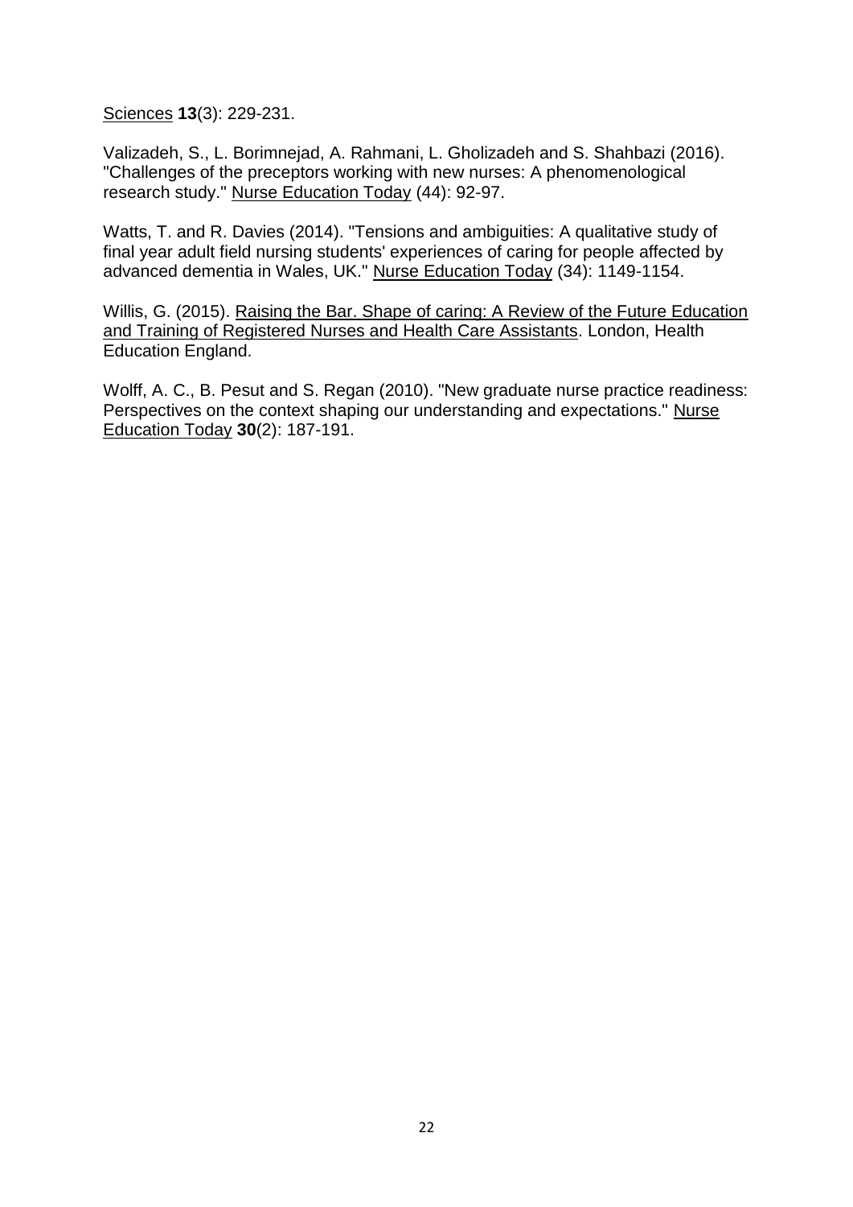Sciences **13**(3): 229-231.

Valizadeh, S., L. Borimnejad, A. Rahmani, L. Gholizadeh and S. Shahbazi (2016). "Challenges of the preceptors working with new nurses: A phenomenological research study." Nurse Education Today (44): 92-97.

Watts, T. and R. Davies (2014). "Tensions and ambiguities: A qualitative study of final year adult field nursing students' experiences of caring for people affected by advanced dementia in Wales, UK." Nurse Education Today (34): 1149-1154.

Willis, G. (2015). Raising the Bar. Shape of caring: A Review of the Future Education and Training of Registered Nurses and Health Care Assistants. London, Health Education England.

Wolff, A. C., B. Pesut and S. Regan (2010). "New graduate nurse practice readiness: Perspectives on the context shaping our understanding and expectations." Nurse Education Today **30**(2): 187-191.